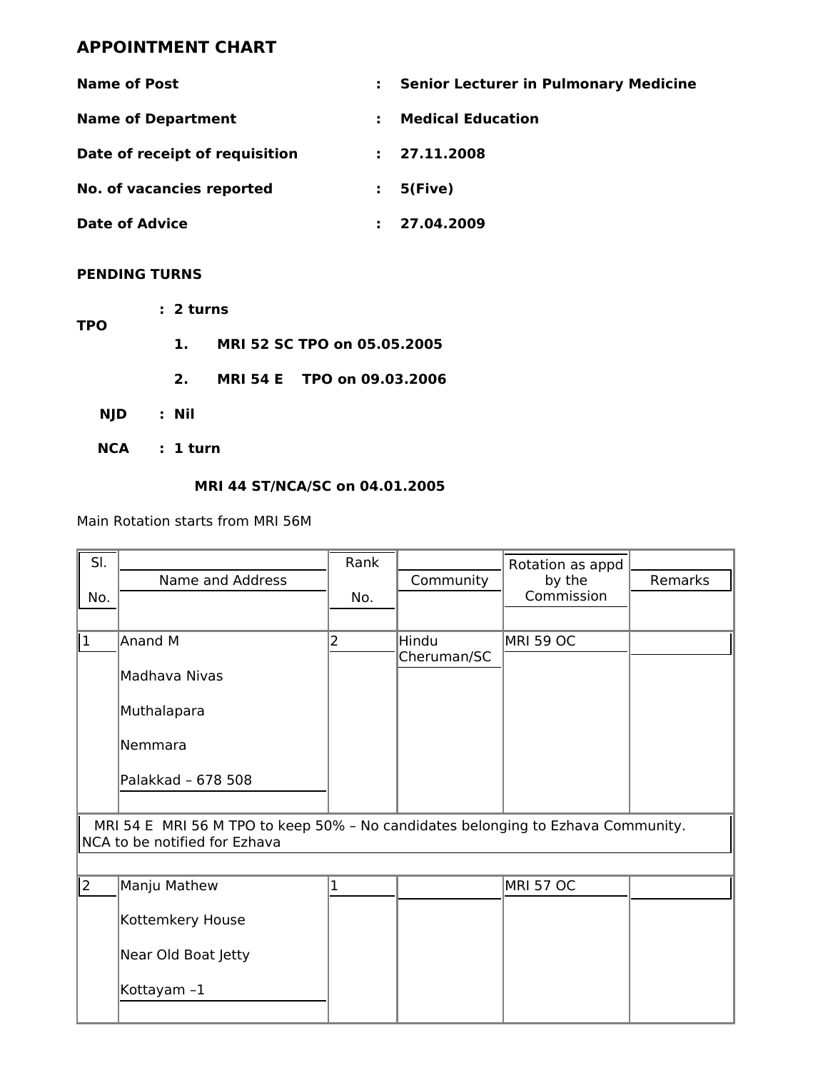## APPOINTMENT CHART

**Name of Post** : **Senior Lecturer in Pulmonary Medicine**

**Name of Department** : **Medical Education**

**Date of receipt of requisition** : **27.11.2008**

**No. of vacancies reported** : **5(Five)**

**Date of Advice** : **27.04.2009**

**PENDING TURNS**

**TPO** : **2 turns**

1. **MRI 52 SC TPO on 05.05.2005**
2. **MRI 54 E TPO on 09.03.2006**

**NJD** : **Nil**

**NCA** : **1 turn**

**MRI 44 ST/NCA/SC on 04.01.2005**

Main Rotation starts from MRI 56M

| Sl. No. | Name and Address | Rank No. | Community | Rotation as appd by the Commission | Remarks |
|---|---|---|---|---|---|
| 1 | Anand M<br>Madhava Nivas<br>Muthalapara<br>Nemmara<br>Palakkad – 678 508 | 2 | Hindu Cheruman/SC | MRI 59 OC | |
| MRI 54 E MRI 56 M TPO to keep 50% – No candidates belonging to Ezhava Community. NCA to be notified for Ezhava | | | | | |
| 2 | Manju Mathew<br>Kottemkery House<br>Near Old Boat Jetty<br>Kottayam –1 | 1 | | MRI 57 OC | |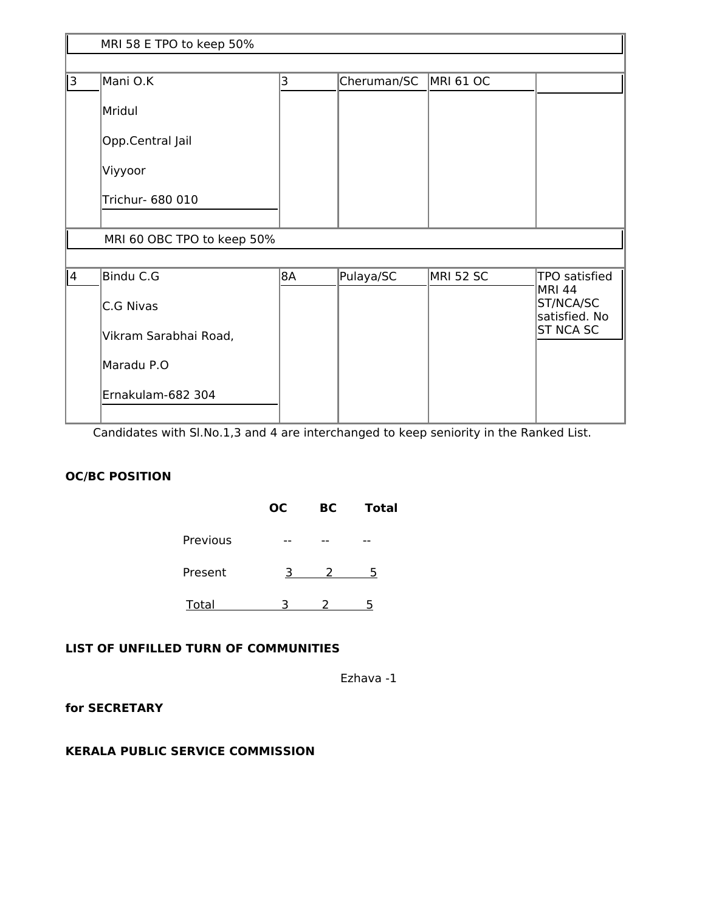| | | | | | |
|---|---|---|---|---|---|
| MRI 58 E TPO to keep 50% | | | | | |
| 3 | Mani O.K<br>Mridul<br>Opp.Central Jail<br>Viyyoor<br>Trichur- 680 010 | 3 | Cheruman/SC | MRI 61 OC | |
| MRI 60 OBC TPO to keep 50% | | | | | |
| 4 | Bindu C.G<br>C.G Nivas<br>Vikram Sarabhai Road,<br>Maradu P.O<br>Ernakulam-682 304 | 8A | Pulaya/SC | MRI 52 SC | TPO satisfied MRI 44 ST/NCA/SC satisfied. No ST NCA SC |

Candidates with Sl.No.1,3 and 4 are interchanged to keep seniority in the Ranked List.

**OC/BC POSITION**

| | OC | BC | Total |
|---|---|---|---|
| Previous | -- | -- | -- |
| Present | 3 | 2 | 5 |
| Total | 3 | 2 | 5 |

**LIST OF UNFILLED TURN OF COMMUNITIES**

Ezhava -1

**for SECRETARY**

**KERALA PUBLIC SERVICE COMMISSION**